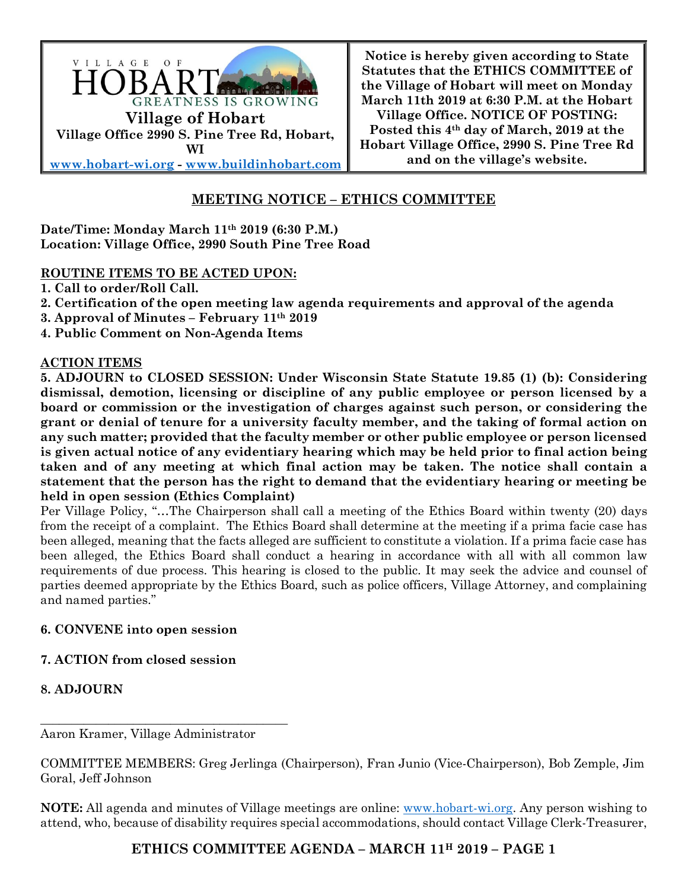VILLAGE OF HOBART
GREATNESS IS GROWING

**Village of Hobart**
**Village Office 2990 S. Pine Tree Rd, Hobart, WI**
**www.hobart-wi.org - www.buildinhobart.com**

**Notice is hereby given according to State Statutes that the ETHICS COMMITTEE of the Village of Hobart will meet on Monday March 11th 2019 at 6:30 P.M. at the Hobart Village Office. NOTICE OF POSTING: Posted this 4th day of March, 2019 at the Hobart Village Office, 2990 S. Pine Tree Rd and on the village's website.**

## MEETING NOTICE – ETHICS COMMITTEE

**Date/Time: Monday March 11th 2019 (6:30 P.M.)**
**Location: Village Office, 2990 South Pine Tree Road**

**ROUTINE ITEMS TO BE ACTED UPON:**

**1. Call to order/Roll Call.**
**2. Certification of the open meeting law agenda requirements and approval of the agenda**
**3. Approval of Minutes – February 11th 2019**
**4. Public Comment on Non-Agenda Items**

**ACTION ITEMS**

**5. ADJOURN to CLOSED SESSION: Under Wisconsin State Statute 19.85 (1) (b): Considering dismissal, demotion, licensing or discipline of any public employee or person licensed by a board or commission or the investigation of charges against such person, or considering the grant or denial of tenure for a university faculty member, and the taking of formal action on any such matter; provided that the faculty member or other public employee or person licensed is given actual notice of any evidentiary hearing which may be held prior to final action being taken and of any meeting at which final action may be taken. The notice shall contain a statement that the person has the right to demand that the evidentiary hearing or meeting be held in open session (Ethics Complaint)**

Per Village Policy, "…The Chairperson shall call a meeting of the Ethics Board within twenty (20) days from the receipt of a complaint. The Ethics Board shall determine at the meeting if a prima facie case has been alleged, meaning that the facts alleged are sufficient to constitute a violation. If a prima facie case has been alleged, the Ethics Board shall conduct a hearing in accordance with all with all common law requirements of due process. This hearing is closed to the public. It may seek the advice and counsel of parties deemed appropriate by the Ethics Board, such as police officers, Village Attorney, and complaining and named parties."

**6. CONVENE into open session**

**7. ACTION from closed session**

**8. ADJOURN**

\_\_\_\_\_\_\_\_\_\_\_\_\_\_\_\_\_\_\_\_\_\_\_\_\_\_\_\_\_\_\_\_\_\_\_\_\_\_
Aaron Kramer, Village Administrator

COMMITTEE MEMBERS: Greg Jerlinga (Chairperson), Fran Junio (Vice-Chairperson), Bob Zemple, Jim Goral, Jeff Johnson

**NOTE:** All agenda and minutes of Village meetings are online: www.hobart-wi.org. Any person wishing to attend, who, because of disability requires special accommodations, should contact Village Clerk-Treasurer,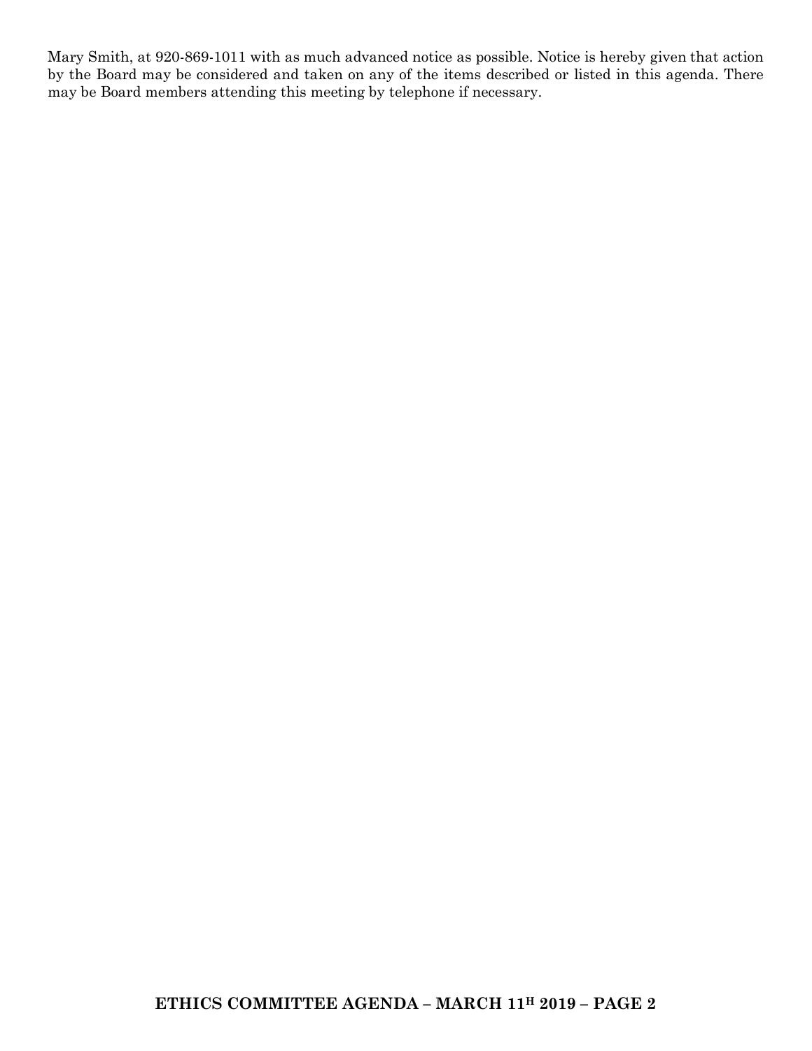Mary Smith, at 920-869-1011 with as much advanced notice as possible. Notice is hereby given that action by the Board may be considered and taken on any of the items described or listed in this agenda. There may be Board members attending this meeting by telephone if necessary.